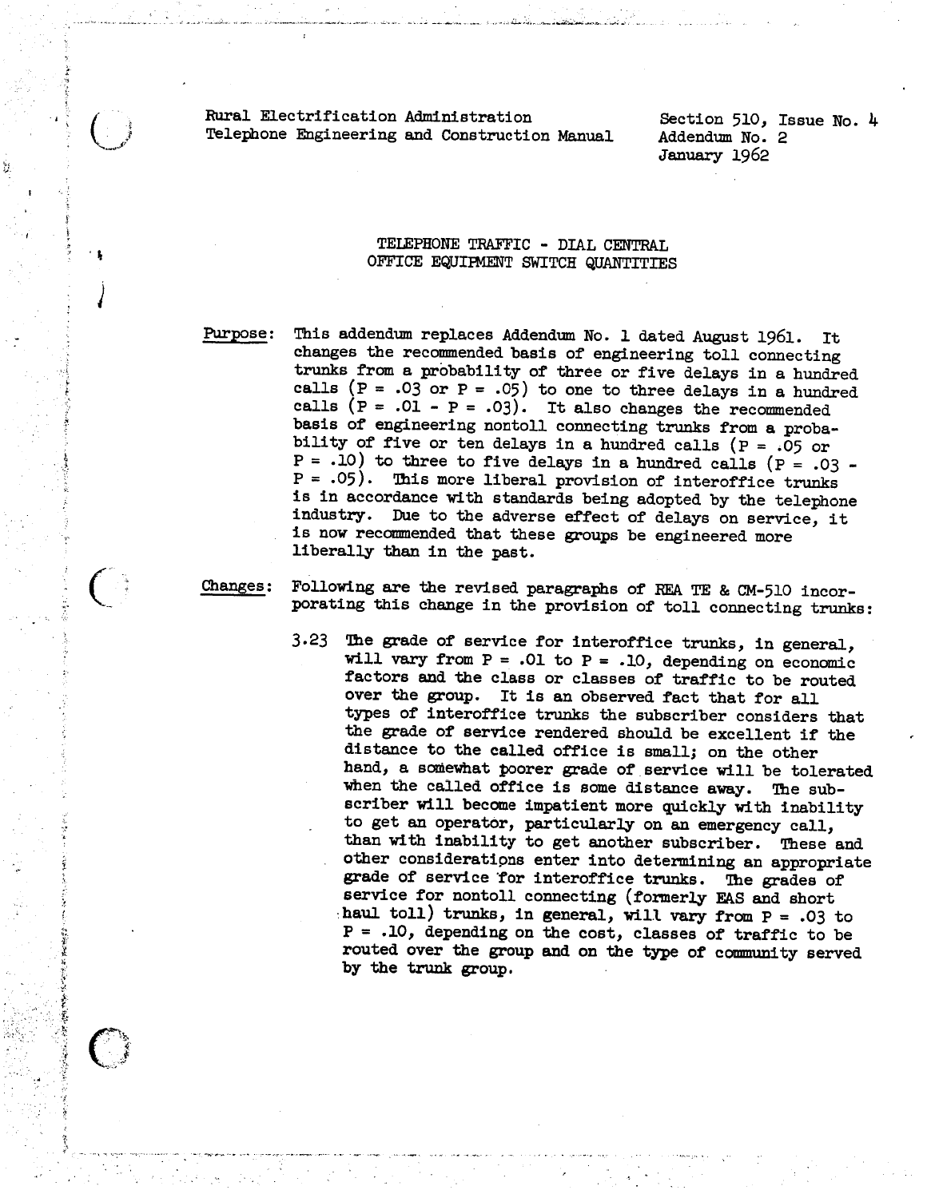Rural Electrification Administration
Telephone Engineering and Construction Manual

Section 510, Issue No. 4
Addendum No. 2
January 1962

## TELEPHONE TRAFFIC - DIAL CENTRAL OFFICE EQUIPMENT SWITCH QUANTITIES

**Purpose:** This addendum replaces Addendum No. 1 dated August 1961. It changes the recommended basis of engineering toll connecting trunks from a probability of three or five delays in a hundred calls (P = .03 or P = .05) to one to three delays in a hundred calls (P = .01 - P = .03). It also changes the recommended basis of engineering nontoll connecting trunks from a probability of five or ten delays in a hundred calls (P = .05 or P = .10) to three to five delays in a hundred calls (P = .03 - P = .05). This more liberal provision of interoffice trunks is in accordance with standards being adopted by the telephone industry. Due to the adverse effect of delays on service, it is now recommended that these groups be engineered more liberally than in the past.

**Changes:** Following are the revised paragraphs of REA TE & CM-510 incorporating this change in the provision of toll connecting trunks:

3.23 The grade of service for interoffice trunks, in general, will vary from P = .01 to P = .10, depending on economic factors and the class or classes of traffic to be routed over the group. It is an observed fact that for all types of interoffice trunks the subscriber considers that the grade of service rendered should be excellent if the distance to the called office is small; on the other hand, a somewhat poorer grade of service will be tolerated when the called office is some distance away. The subscriber will become impatient more quickly with inability to get an operator, particularly on an emergency call, than with inability to get another subscriber. These and other considerations enter into determining an appropriate grade of service for interoffice trunks. The grades of service for nontoll connecting (formerly EAS and short haul toll) trunks, in general, will vary from P = .03 to P = .10, depending on the cost, classes of traffic to be routed over the group and on the type of community served by the trunk group.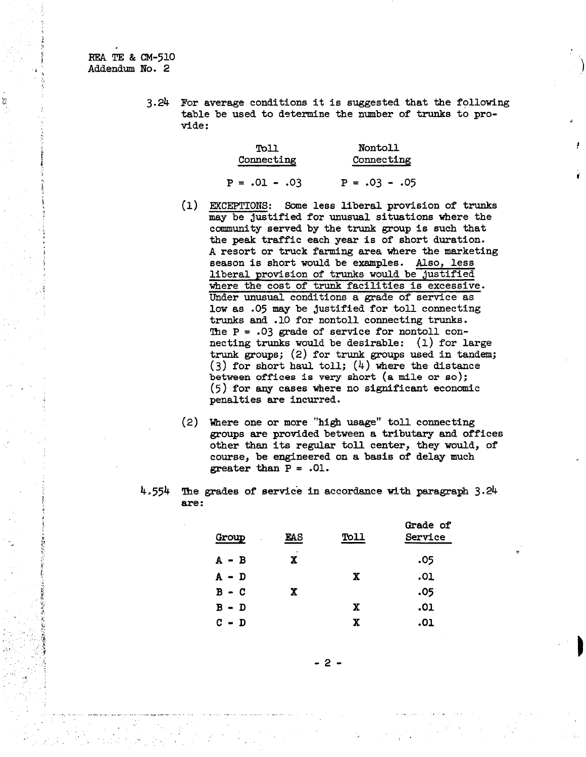3.24 For average conditions it is suggested that the following table be used to determine the number of trunks to provide:

| Toll Connecting | Nontoll Connecting |
|---|---|
| P = .01 - .03 | P = .03 - .05 |

(1) EXCEPTIONS: Some less liberal provision of trunks may be justified for unusual situations where the community served by the trunk group is such that the peak traffic each year is of short duration. A resort or truck farming area where the marketing season is short would be examples. Also, less liberal provision of trunks would be justified where the cost of trunk facilities is excessive. Under unusual conditions a grade of service as low as .05 may be justified for toll connecting trunks and .10 for nontoll connecting trunks. The P = .03 grade of service for nontoll connecting trunks would be desirable: (1) for large trunk groups; (2) for trunk groups used in tandem; (3) for short haul toll; (4) where the distance between offices is very short (a mile or so); (5) for any cases where no significant economic penalties are incurred.

(2) Where one or more "high usage" toll connecting groups are provided between a tributary and offices other than its regular toll center, they would, of course, be engineered on a basis of delay much greater than P = .01.

4.554 The grades of service in accordance with paragraph 3.24 are:

| Group | EAS | Toll | Grade of Service |
|---|---|---|---|
| A - B | X | | .05 |
| A - D | | X | .01 |
| B - C | X | | .05 |
| B - D | | X | .01 |
| C - D | | X | .01 |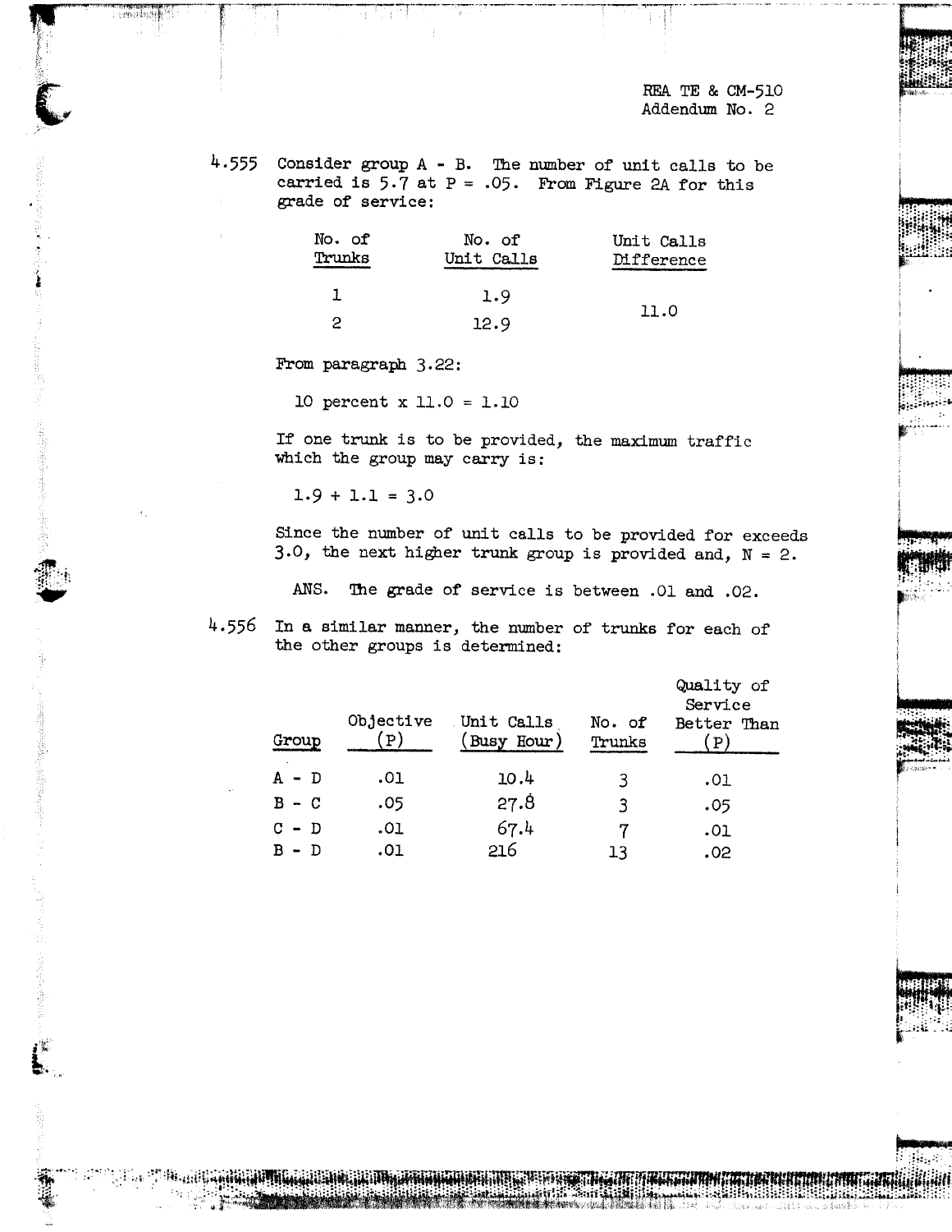4.555 Consider group A - B. The number of unit calls to be carried is 5.7 at P = .05. From Figure 2A for this grade of service:

| No. of Trunks | No. of Unit Calls | Unit Calls Difference |
|---|---|---|
| 1 | 1.9 | 11.0 |
| 2 | 12.9 | |

From paragraph 3.22:

10 percent x 11.0 = 1.10

If one trunk is to be provided, the maximum traffic which the group may carry is:

1.9 + 1.1 = 3.0

Since the number of unit calls to be provided for exceeds 3.0, the next higher trunk group is provided and, N = 2.

ANS. The grade of service is between .01 and .02.

4.556 In a similar manner, the number of trunks for each of the other groups is determined:

| Group | Objective (P) | Unit Calls (Busy Hour) | No. of Trunks | Quality of Service Better Than (P) |
|---|---|---|---|---|
| A - D | .01 | 10.4 | 3 | .01 |
| B - C | .05 | 27.8 | 3 | .05 |
| C - D | .01 | 67.4 | 7 | .01 |
| B - D | .01 | 216 | 13 | .02 |